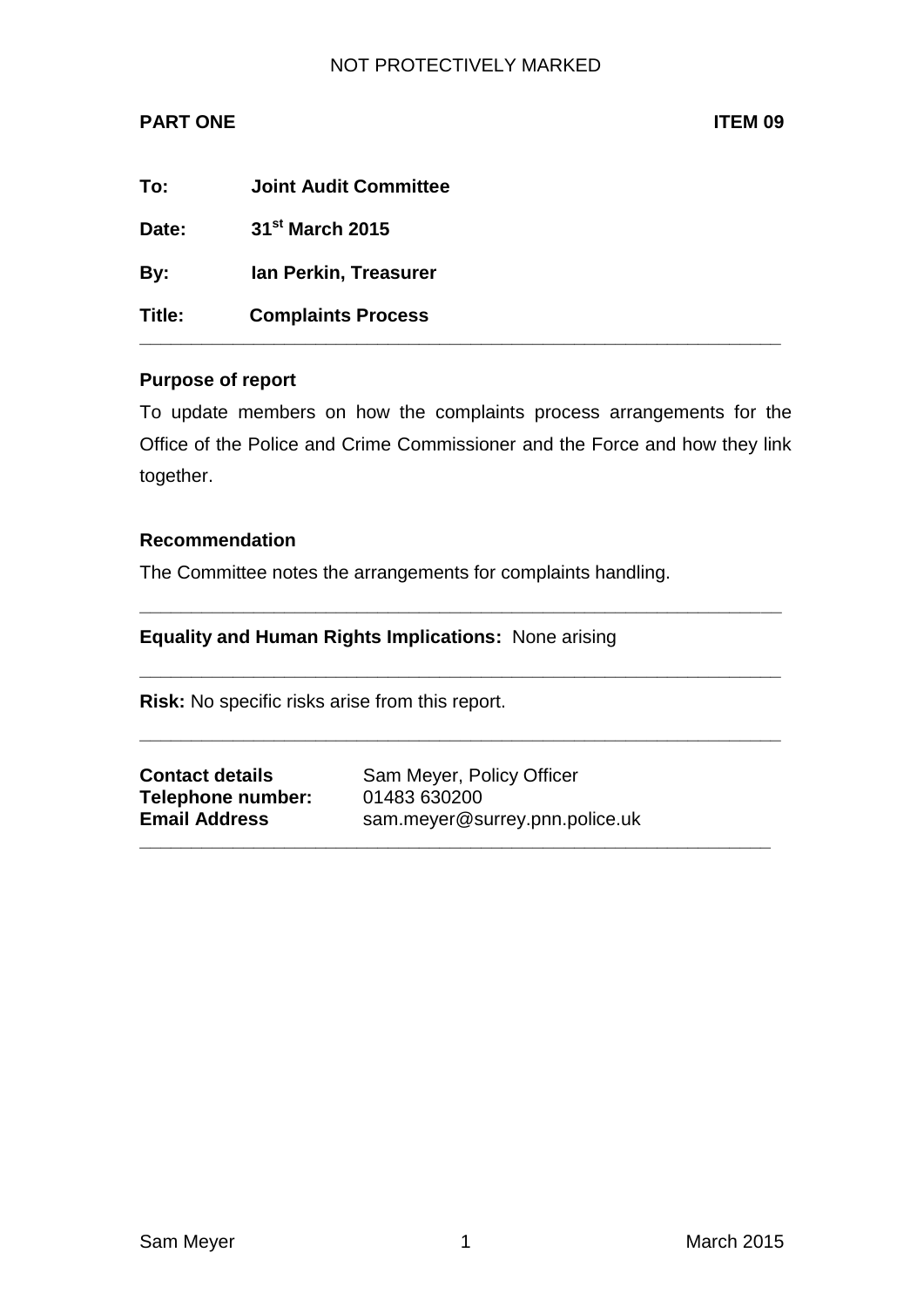NOT PROTECTIVELY MARKED

**PART ONE** **ITEM 09**

**To:** **Joint Audit Committee**

**Date:** **31st March 2015**

**By:** **Ian Perkin, Treasurer**

**Title:** **Complaints Process**

---

**Purpose of report**

To update members on how the complaints process arrangements for the Office of the Police and Crime Commissioner and the Force and how they link together.

**Recommendation**

The Committee notes the arrangements for complaints handling.

---

**Equality and Human Rights Implications:** None arising

---

**Risk:** No specific risks arise from this report.

---

**Contact details** Sam Meyer, Policy Officer
**Telephone number:** 01483 630200
**Email Address** sam.meyer@surrey.pnn.police.uk

---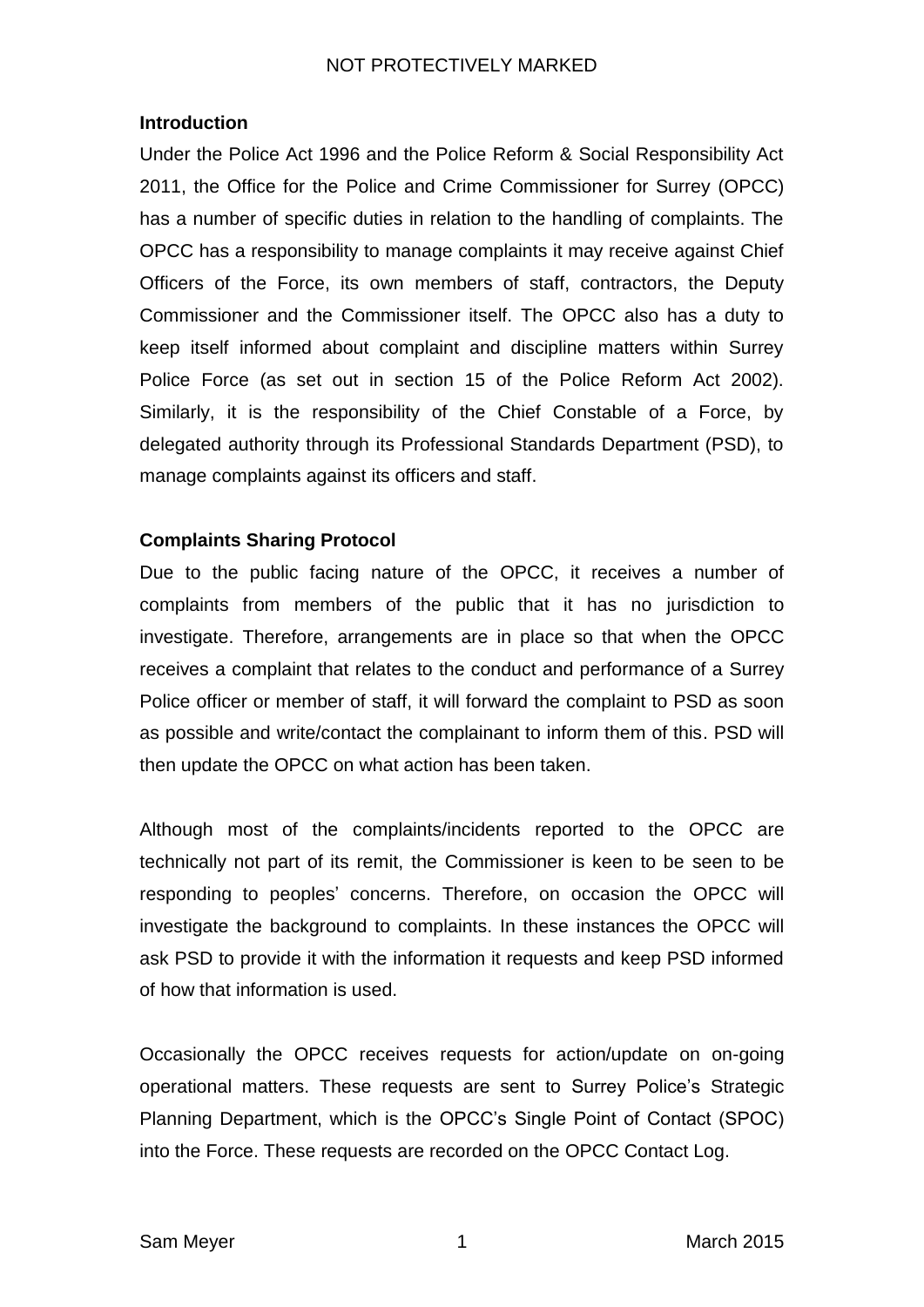**Introduction**

Under the Police Act 1996 and the Police Reform & Social Responsibility Act 2011, the Office for the Police and Crime Commissioner for Surrey (OPCC) has a number of specific duties in relation to the handling of complaints. The OPCC has a responsibility to manage complaints it may receive against Chief Officers of the Force, its own members of staff, contractors, the Deputy Commissioner and the Commissioner itself. The OPCC also has a duty to keep itself informed about complaint and discipline matters within Surrey Police Force (as set out in section 15 of the Police Reform Act 2002). Similarly, it is the responsibility of the Chief Constable of a Force, by delegated authority through its Professional Standards Department (PSD), to manage complaints against its officers and staff.

**Complaints Sharing Protocol**

Due to the public facing nature of the OPCC, it receives a number of complaints from members of the public that it has no jurisdiction to investigate. Therefore, arrangements are in place so that when the OPCC receives a complaint that relates to the conduct and performance of a Surrey Police officer or member of staff, it will forward the complaint to PSD as soon as possible and write/contact the complainant to inform them of this. PSD will then update the OPCC on what action has been taken.

Although most of the complaints/incidents reported to the OPCC are technically not part of its remit, the Commissioner is keen to be seen to be responding to peoples' concerns. Therefore, on occasion the OPCC will investigate the background to complaints. In these instances the OPCC will ask PSD to provide it with the information it requests and keep PSD informed of how that information is used.

Occasionally the OPCC receives requests for action/update on on-going operational matters. These requests are sent to Surrey Police's Strategic Planning Department, which is the OPCC's Single Point of Contact (SPOC) into the Force. These requests are recorded on the OPCC Contact Log.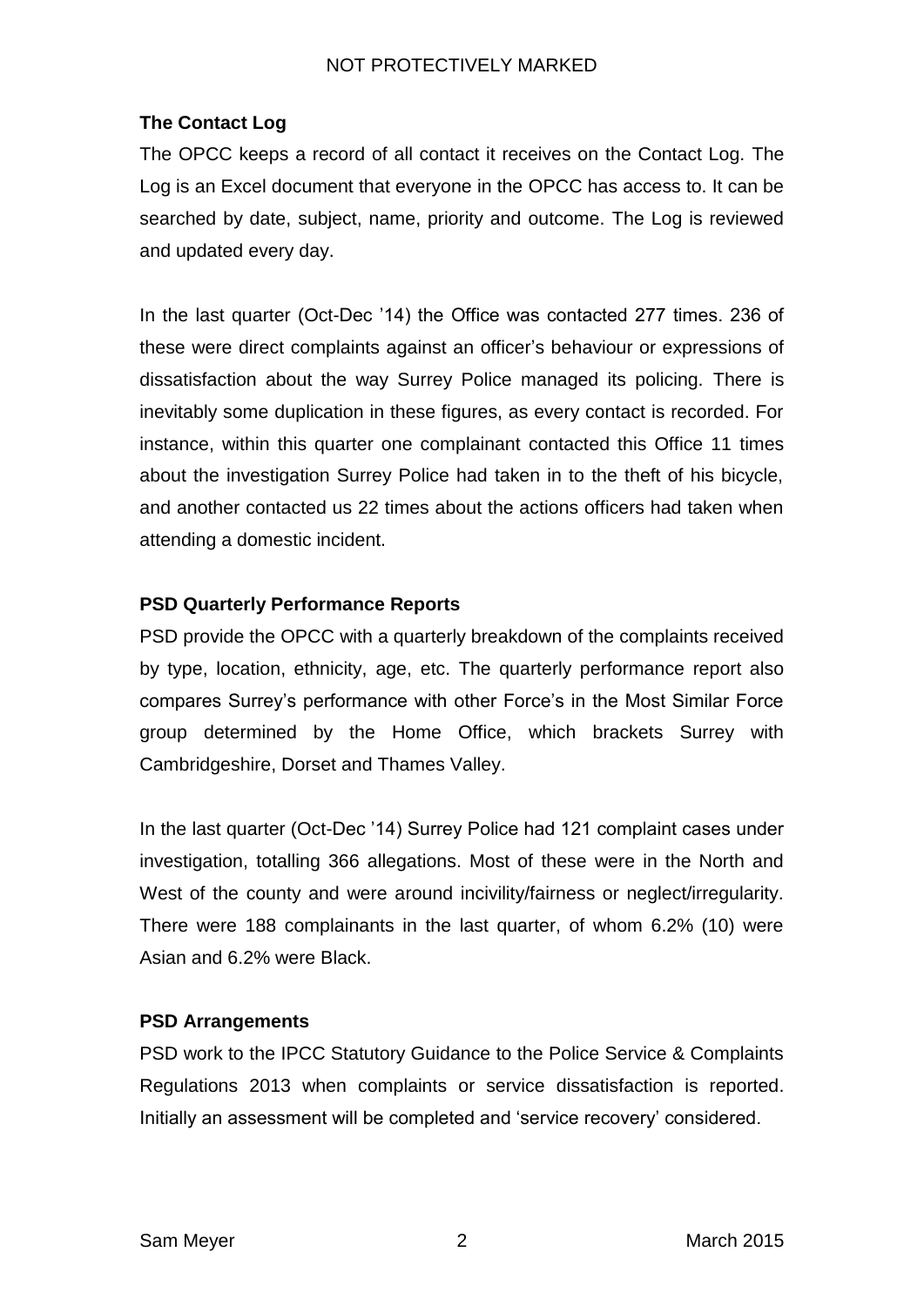### The Contact Log

The OPCC keeps a record of all contact it receives on the Contact Log. The Log is an Excel document that everyone in the OPCC has access to. It can be searched by date, subject, name, priority and outcome. The Log is reviewed and updated every day.

In the last quarter (Oct-Dec '14) the Office was contacted 277 times. 236 of these were direct complaints against an officer's behaviour or expressions of dissatisfaction about the way Surrey Police managed its policing. There is inevitably some duplication in these figures, as every contact is recorded. For instance, within this quarter one complainant contacted this Office 11 times about the investigation Surrey Police had taken in to the theft of his bicycle, and another contacted us 22 times about the actions officers had taken when attending a domestic incident.

### PSD Quarterly Performance Reports

PSD provide the OPCC with a quarterly breakdown of the complaints received by type, location, ethnicity, age, etc. The quarterly performance report also compares Surrey's performance with other Force's in the Most Similar Force group determined by the Home Office, which brackets Surrey with Cambridgeshire, Dorset and Thames Valley.

In the last quarter (Oct-Dec '14) Surrey Police had 121 complaint cases under investigation, totalling 366 allegations. Most of these were in the North and West of the county and were around incivility/fairness or neglect/irregularity. There were 188 complainants in the last quarter, of whom 6.2% (10) were Asian and 6.2% were Black.

### PSD Arrangements

PSD work to the IPCC Statutory Guidance to the Police Service & Complaints Regulations 2013 when complaints or service dissatisfaction is reported. Initially an assessment will be completed and 'service recovery' considered.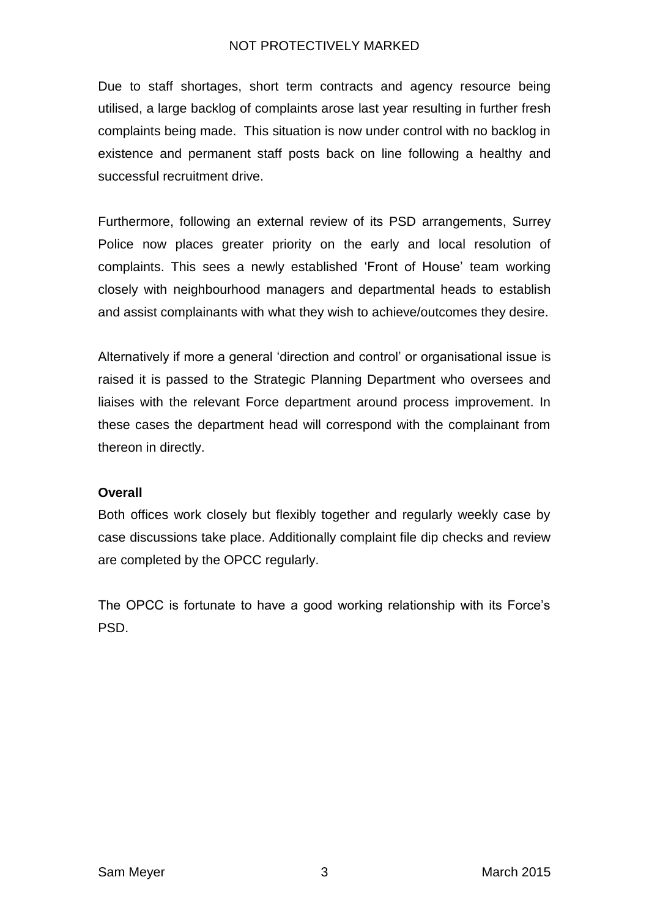Due to staff shortages, short term contracts and agency resource being utilised, a large backlog of complaints arose last year resulting in further fresh complaints being made. This situation is now under control with no backlog in existence and permanent staff posts back on line following a healthy and successful recruitment drive.

Furthermore, following an external review of its PSD arrangements, Surrey Police now places greater priority on the early and local resolution of complaints. This sees a newly established 'Front of House' team working closely with neighbourhood managers and departmental heads to establish and assist complainants with what they wish to achieve/outcomes they desire.

Alternatively if more a general 'direction and control' or organisational issue is raised it is passed to the Strategic Planning Department who oversees and liaises with the relevant Force department around process improvement. In these cases the department head will correspond with the complainant from thereon in directly.

**Overall**

Both offices work closely but flexibly together and regularly weekly case by case discussions take place. Additionally complaint file dip checks and review are completed by the OPCC regularly.

The OPCC is fortunate to have a good working relationship with its Force's PSD.